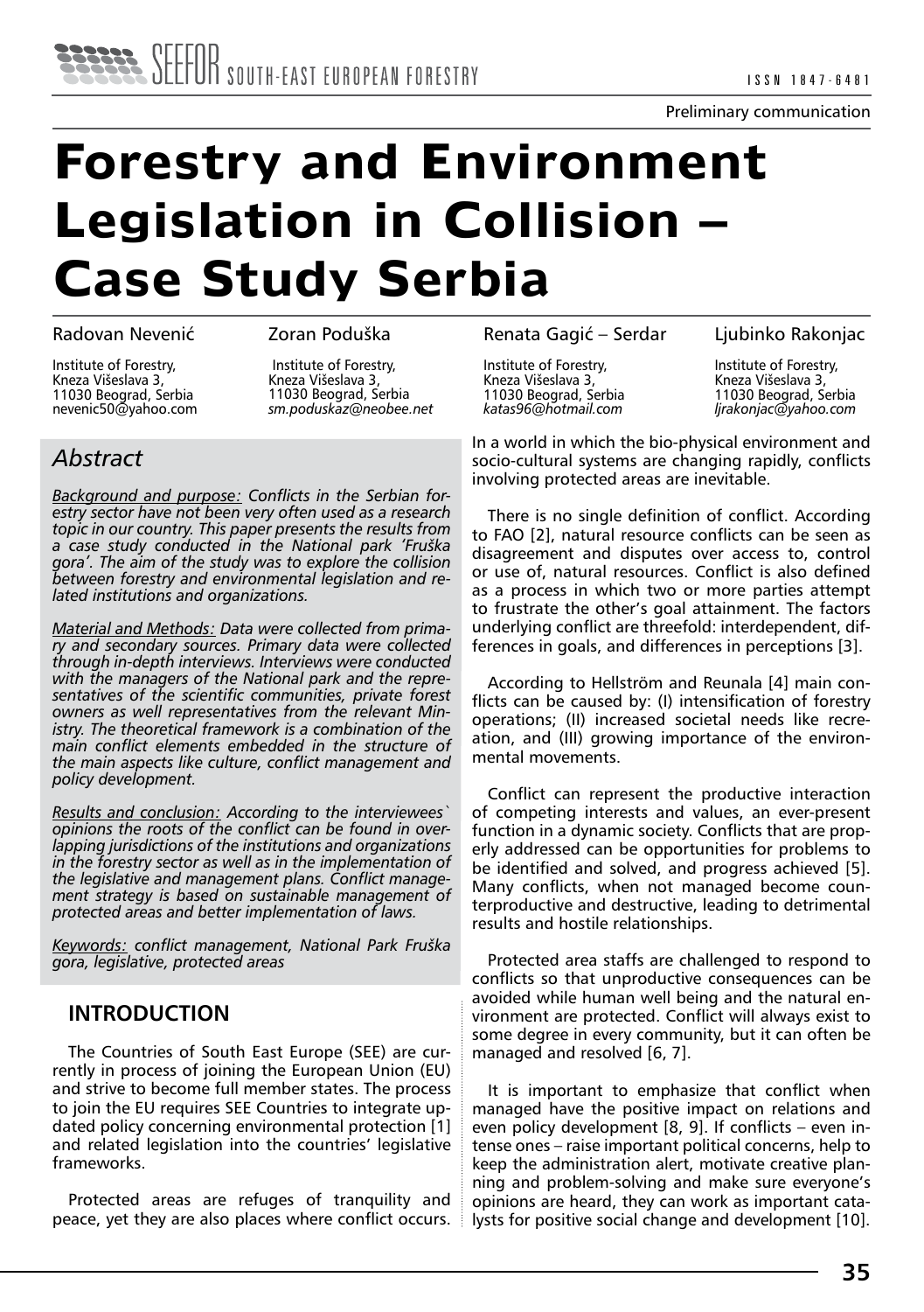Preliminary communication

# Forestry and Environment Legislation in Collision – Case Study Serbia

Radovan Nevenić

Institute of Forestry, Kneza Višeslava 3, 11030 Beograd, Serbia nevenic50@yahoo.com

Zoran Poduška

Institute of Forestry, Kneza Višeslava 3, 11030 Beograd, Serbia *sm.poduskaz@neobee.net*

Renata Gagić – Serdar

Institute of Forestry, Kneza Višeslava 3, 11030 Beograd, Serbia *katas96@hotmail.com*

Ljubinko Rakonjac

Institute of Forestry, Kneza Višeslava 3, 11030 Beograd, Serbia *ljrakonjac@yahoo.com*

## *Abstract*

*Background and purpose: Conflicts in the Serbian forestry sector have not been very often used as a research topic in our country. This paper presents the results from a case study conducted in the National park 'Fruška gora'. The aim of the study was to explore the collision between forestry and environmental legislation and related institutions and organizations.*

*Material and Methods: Data were collected from primary and secondary sources. Primary data were collected through in-depth interviews. Interviews were conducted with the managers of the National park and the representatives of the scientific communities, private forest owners as well representatives from the relevant Ministry. The theoretical framework is a combination of the main conflict elements embedded in the structure of the main aspects like culture, conflict management and policy development.*

*Results and conclusion: According to the interviewees` opinions the roots of the conflict can be found in overlapping jurisdictions of the institutions and organizations in the forestry sector as well as in the implementation of the legislative and management plans. Conflict management strategy is based on sustainable management of protected areas and better implementation of laws.*

*Keywords: conflict management, National Park Fruška gora, legislative, protected areas*

## INTRODUCTION

The Countries of South East Europe (SEE) are currently in process of joining the European Union (EU) and strive to become full member states. The process to join the EU requires SEE Countries to integrate updated policy concerning environmental protection [1] and related legislation into the countries' legislative frameworks.

Protected areas are refuges of tranquility and peace, yet they are also places where conflict occurs. In a world in which the bio-physical environment and socio-cultural systems are changing rapidly, conflicts involving protected areas are inevitable.

There is no single definition of conflict. According to FAO [2], natural resource conflicts can be seen as disagreement and disputes over access to, control or use of, natural resources. Conflict is also defined as a process in which two or more parties attempt to frustrate the other's goal attainment. The factors underlying conflict are threefold: interdependent, differences in goals, and differences in perceptions [3].

According to Hellström and Reunala [4] main conflicts can be caused by: (I) intensification of forestry operations; (II) increased societal needs like recreation, and (III) growing importance of the environmental movements.

Conflict can represent the productive interaction of competing interests and values, an ever-present function in a dynamic society. Conflicts that are properly addressed can be opportunities for problems to be identified and solved, and progress achieved [5]. Many conflicts, when not managed become counterproductive and destructive, leading to detrimental results and hostile relationships.

Protected area staffs are challenged to respond to conflicts so that unproductive consequences can be avoided while human well being and the natural environment are protected. Conflict will always exist to some degree in every community, but it can often be managed and resolved [6, 7].

It is important to emphasize that conflict when managed have the positive impact on relations and even policy development [8, 9]. If conflicts – even intense ones – raise important political concerns, help to keep the administration alert, motivate creative planning and problem-solving and make sure everyone's opinions are heard, they can work as important catalysts for positive social change and development [10].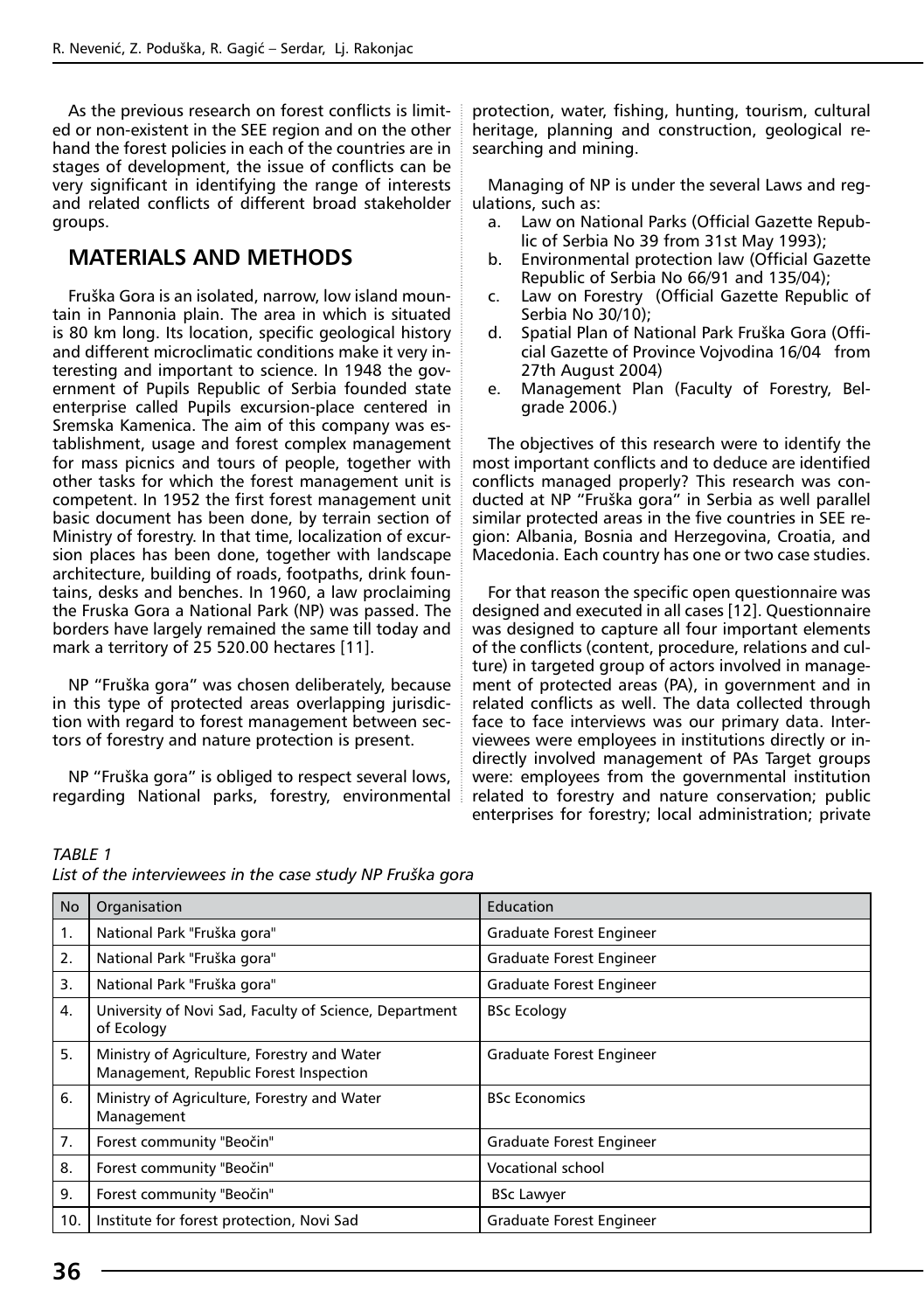As the previous research on forest conflicts is limited or non-existent in the SEE region and on the other hand the forest policies in each of the countries are in stages of development, the issue of conflicts can be very significant in identifying the range of interests and related conflicts of different broad stakeholder groups.

## MATERIALS AND METHODS

Fruška Gora is an isolated, narrow, low island mountain in Pannonia plain. The area in which is situated is 80 km long. Its location, specific geological history and different microclimatic conditions make it very interesting and important to science. In 1948 the government of Pupils Republic of Serbia founded state enterprise called Pupils excursion-place centered in Sremska Kamenica. The aim of this company was establishment, usage and forest complex management for mass picnics and tours of people, together with other tasks for which the forest management unit is competent. In 1952 the first forest management unit basic document has been done, by terrain section of Ministry of forestry. In that time, localization of excursion places has been done, together with landscape architecture, building of roads, footpaths, drink fountains, desks and benches. In 1960, a law proclaiming the Fruska Gora a National Park (NP) was passed. The borders have largely remained the same till today and mark a territory of 25 520.00 hectares [11].

NP "Fruška gora" was chosen deliberately, because in this type of protected areas overlapping jurisdiction with regard to forest management between sectors of forestry and nature protection is present.

NP "Fruška gora" is obliged to respect several lows, regarding National parks, forestry, environmental protection, water, fishing, hunting, tourism, cultural heritage, planning and construction, geological researching and mining.

Managing of NP is under the several Laws and regulations, such as:

a. Law on National Parks (Official Gazette Republic of Serbia No 39 from 31st May 1993);
b. Environmental protection law (Official Gazette Republic of Serbia No 66/91 and 135/04);
c. Law on Forestry (Official Gazette Republic of Serbia No 30/10);
d. Spatial Plan of National Park Fruška Gora (Official Gazette of Province Vojvodina 16/04 from 27th August 2004)
e. Management Plan (Faculty of Forestry, Belgrade 2006.)

The objectives of this research were to identify the most important conflicts and to deduce are identified conflicts managed properly? This research was conducted at NP "Fruška gora" in Serbia as well parallel similar protected areas in the five countries in SEE region: Albania, Bosnia and Herzegovina, Croatia, and Macedonia. Each country has one or two case studies.

For that reason the specific open questionnaire was designed and executed in all cases [12]. Questionnaire was designed to capture all four important elements of the conflicts (content, procedure, relations and culture) in targeted group of actors involved in management of protected areas (PA), in government and in related conflicts as well. The data collected through face to face interviews was our primary data. Interviewees were employees in institutions directly or indirectly involved management of PAs Target groups were: employees from the governmental institution related to forestry and nature conservation; public enterprises for forestry; local administration; private

*TABLE 1*
*List of the interviewees in the case study NP Fruška gora*

| No | Organisation | Education |
|---|---|---|
| 1. | National Park "Fruška gora" | Graduate Forest Engineer |
| 2. | National Park "Fruška gora" | Graduate Forest Engineer |
| 3. | National Park "Fruška gora" | Graduate Forest Engineer |
| 4. | University of Novi Sad, Faculty of Science, Department of Ecology | BSc Ecology |
| 5. | Ministry of Agriculture, Forestry and Water Management, Republic Forest Inspection | Graduate Forest Engineer |
| 6. | Ministry of Agriculture, Forestry and Water Management | BSc Economics |
| 7. | Forest community "Beočin" | Graduate Forest Engineer |
| 8. | Forest community "Beočin" | Vocational school |
| 9. | Forest community "Beočin" | BSc Lawyer |
| 10. | Institute for forest protection, Novi Sad | Graduate Forest Engineer |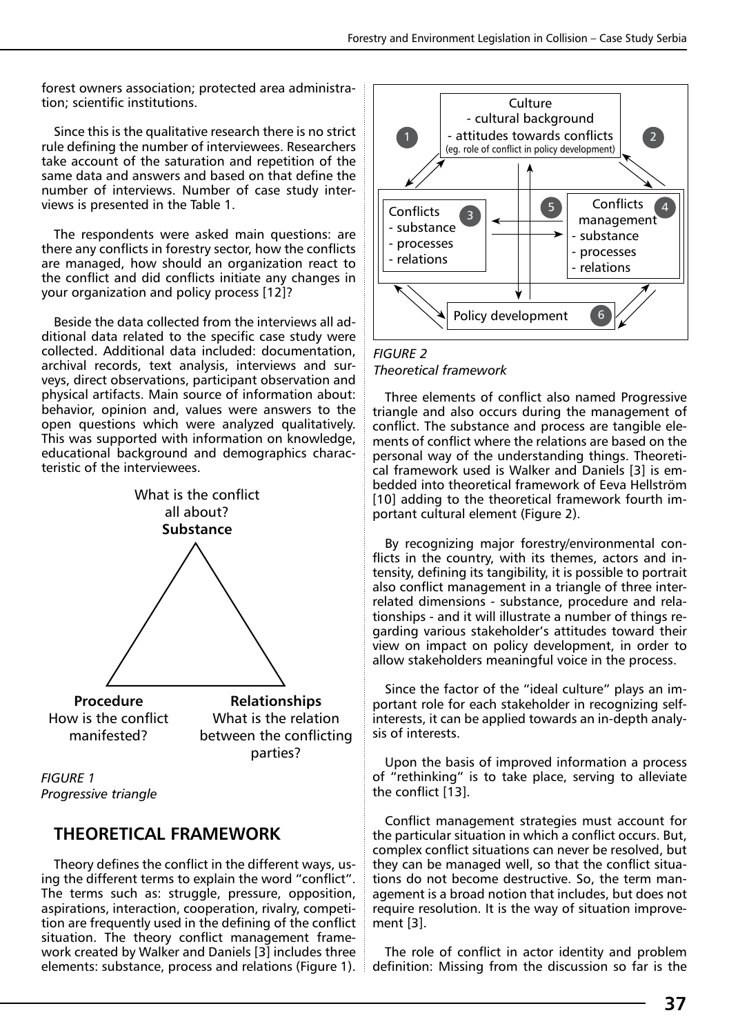forest owners association; protected area administration; scientific institutions.

Since this is the qualitative research there is no strict rule defining the number of interviewees. Researchers take account of the saturation and repetition of the same data and answers and based on that define the number of interviews. Number of case study interviews is presented in the Table 1.

The respondents were asked main questions: are there any conflicts in forestry sector, how the conflicts are managed, how should an organization react to the conflict and did conflicts initiate any changes in your organization and policy process [12]?

Beside the data collected from the interviews all additional data related to the specific case study were collected. Additional data included: documentation, archival records, text analysis, interviews and surveys, direct observations, participant observation and physical artifacts. Main source of information about: behavior, opinion and, values were answers to the open questions which were analyzed qualitatively. This was supported with information on knowledge, educational background and demographics characteristic of the interviewees.

What is the conflict all about?
**Substance**

**Procedure**
How is the conflict manifested?

**Relationships**
What is the relation between the conflicting parties?

*FIGURE 1*
*Progressive triangle*

## THEORETICAL FRAMEWORK

Theory defines the conflict in the different ways, using the different terms to explain the word "conflict". The terms such as: struggle, pressure, opposition, aspirations, interaction, cooperation, rivalry, competition are frequently used in the defining of the conflict situation. The theory conflict management framework created by Walker and Daniels [3] includes three elements: substance, process and relations (Figure 1).

Culture
- cultural background
- attitudes towards conflicts
(eg. role of conflict in policy development)

Conflicts
- substance
- processes
- relations

Conflicts management
- substance
- processes
- relations

Policy development

*FIGURE 2*
*Theoretical framework*

Three elements of conflict also named Progressive triangle and also occurs during the management of conflict. The substance and process are tangible elements of conflict where the relations are based on the personal way of the understanding things. Theoretical framework used is Walker and Daniels [3] is embedded into theoretical framework of Eeva Hellström [10] adding to the theoretical framework fourth important cultural element (Figure 2).

By recognizing major forestry/environmental conflicts in the country, with its themes, actors and intensity, defining its tangibility, it is possible to portrait also conflict management in a triangle of three interrelated dimensions - substance, procedure and relationships - and it will illustrate a number of things regarding various stakeholder's attitudes toward their view on impact on policy development, in order to allow stakeholders meaningful voice in the process.

Since the factor of the "ideal culture" plays an important role for each stakeholder in recognizing self-interests, it can be applied towards an in-depth analysis of interests.

Upon the basis of improved information a process of "rethinking" is to take place, serving to alleviate the conflict [13].

Conflict management strategies must account for the particular situation in which a conflict occurs. But, complex conflict situations can never be resolved, but they can be managed well, so that the conflict situations do not become destructive. So, the term management is a broad notion that includes, but does not require resolution. It is the way of situation improvement [3].

The role of conflict in actor identity and problem definition: Missing from the discussion so far is the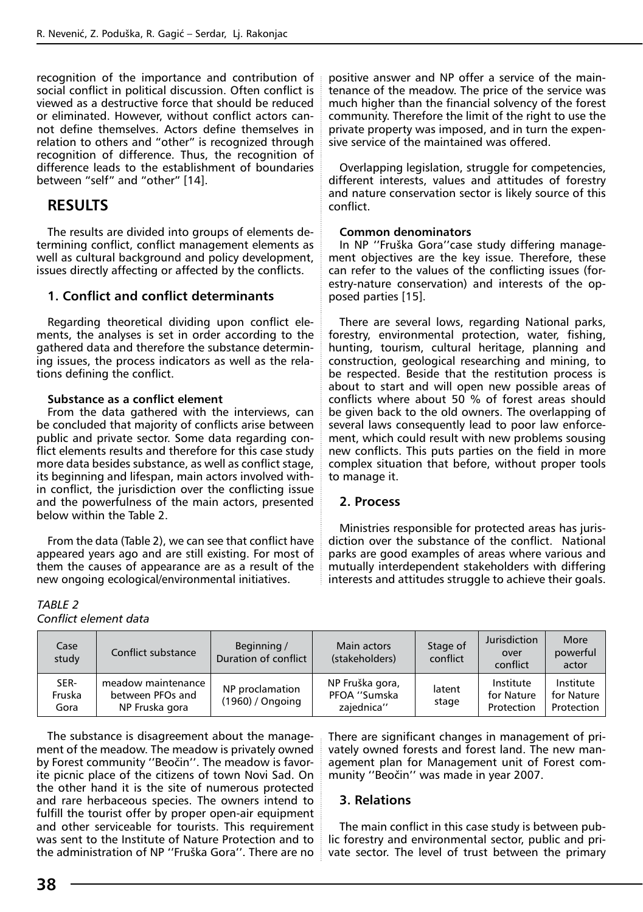recognition of the importance and contribution of social conflict in political discussion. Often conflict is viewed as a destructive force that should be reduced or eliminated. However, without conflict actors cannot define themselves. Actors define themselves in relation to others and "other" is recognized through recognition of difference. Thus, the recognition of difference leads to the establishment of boundaries between "self" and "other" [14].

## RESULTS

The results are divided into groups of elements determining conflict, conflict management elements as well as cultural background and policy development, issues directly affecting or affected by the conflicts.

### 1. Conflict and conflict determinants

Regarding theoretical dividing upon conflict elements, the analyses is set in order according to the gathered data and therefore the substance determining issues, the process indicators as well as the relations defining the conflict.

**Substance as a conflict element**

From the data gathered with the interviews, can be concluded that majority of conflicts arise between public and private sector. Some data regarding conflict elements results and therefore for this case study more data besides substance, as well as conflict stage, its beginning and lifespan, main actors involved within conflict, the jurisdiction over the conflicting issue and the powerfulness of the main actors, presented below within the Table 2.

From the data (Table 2), we can see that conflict have appeared years ago and are still existing. For most of them the causes of appearance are as a result of the new ongoing ecological/environmental initiatives.

*TABLE 2*
*Conflict element data*

| Case study | Conflict substance | Beginning / Duration of conflict | Main actors (stakeholders) | Stage of conflict | Jurisdiction over conflict | More powerful actor |
|---|---|---|---|---|---|---|
| SER-Fruska Gora | meadow maintenance between PFOs and NP Fruska gora | NP proclamation (1960) / Ongoing | NP Fruška gora, PFOA ''Sumska zajednica'' | latent stage | Institute for Nature Protection | Institute for Nature Protection |

The substance is disagreement about the management of the meadow. The meadow is privately owned by Forest community ''Beočin''. The meadow is favorite picnic place of the citizens of town Novi Sad. On the other hand it is the site of numerous protected and rare herbaceous species. The owners intend to fulfill the tourist offer by proper open-air equipment and other serviceable for tourists. This requirement was sent to the Institute of Nature Protection and to the administration of NP ''Fruška Gora''. There are no positive answer and NP offer a service of the maintenance of the meadow. The price of the service was much higher than the financial solvency of the forest community. Therefore the limit of the right to use the private property was imposed, and in turn the expensive service of the maintained was offered.

Overlapping legislation, struggle for competencies, different interests, values and attitudes of forestry and nature conservation sector is likely source of this conflict.

**Common denominators**

In NP ''Fruška Gora''case study differing management objectives are the key issue. Therefore, these can refer to the values of the conflicting issues (forestry-nature conservation) and interests of the opposed parties [15].

There are several lows, regarding National parks, forestry, environmental protection, water, fishing, hunting, tourism, cultural heritage, planning and construction, geological researching and mining, to be respected. Beside that the restitution process is about to start and will open new possible areas of conflicts where about 50 % of forest areas should be given back to the old owners. The overlapping of several laws consequently lead to poor law enforcement, which could result with new problems sousing new conflicts. This puts parties on the field in more complex situation that before, without proper tools to manage it.

### 2. Process

Ministries responsible for protected areas has jurisdiction over the substance of the conflict. National parks are good examples of areas where various and mutually interdependent stakeholders with differing interests and attitudes struggle to achieve their goals. There are significant changes in management of privately owned forests and forest land. The new management plan for Management unit of Forest community ''Beočin'' was made in year 2007.

### 3. Relations

The main conflict in this case study is between public forestry and environmental sector, public and private sector. The level of trust between the primary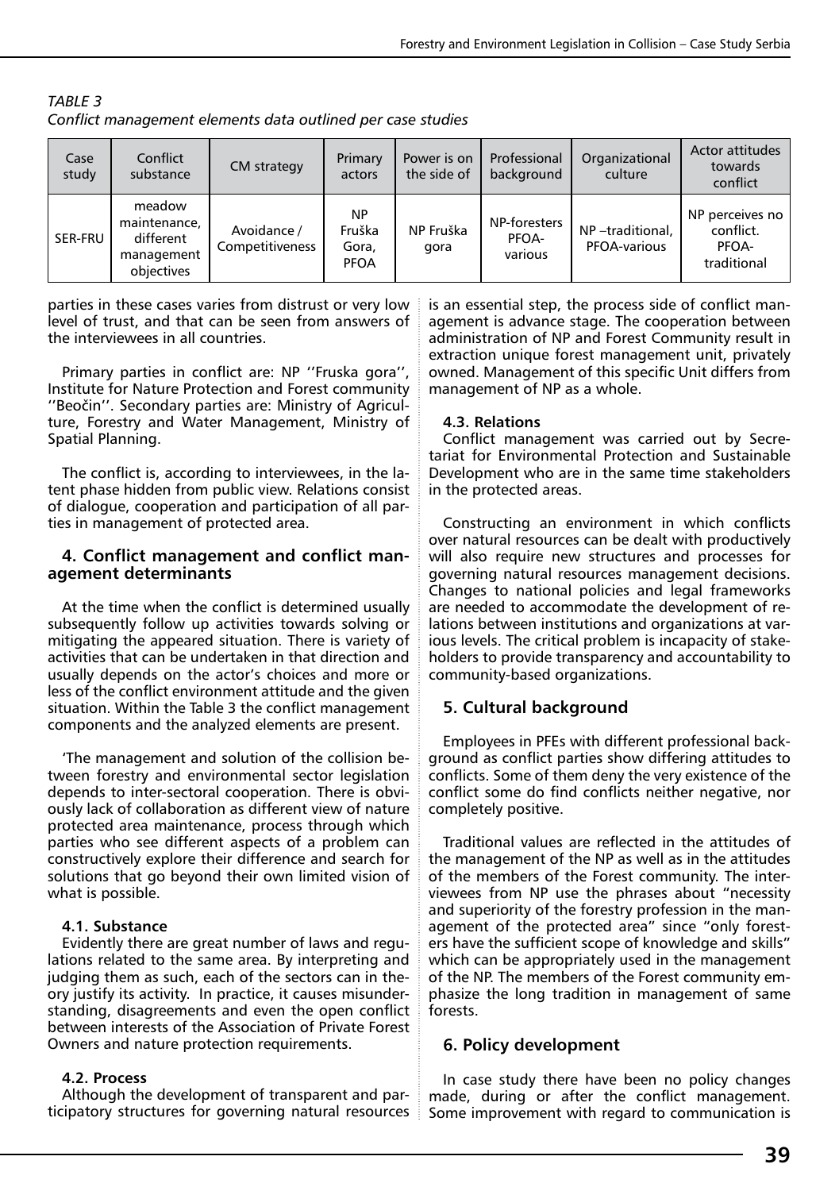*TABLE 3*
*Conflict management elements data outlined per case studies*

| Case study | Conflict substance | CM strategy | Primary actors | Power is on the side of | Professional background | Organizational culture | Actor attitudes towards conflict |
|---|---|---|---|---|---|---|---|
| SER-FRU | meadow maintenance, different management objectives | Avoidance / Competitiveness | NP Fruška Gora, PFOA | NP Fruška gora | NP-foresters PFOA-various | NP –traditional, PFOA-various | NP perceives no conflict. PFOA-traditional |

parties in these cases varies from distrust or very low level of trust, and that can be seen from answers of the interviewees in all countries.

Primary parties in conflict are: NP ''Fruska gora'', Institute for Nature Protection and Forest community ''Beočin''. Secondary parties are: Ministry of Agriculture, Forestry and Water Management, Ministry of Spatial Planning.

The conflict is, according to interviewees, in the latent phase hidden from public view. Relations consist of dialogue, cooperation and participation of all parties in management of protected area.

## 4. Conflict management and conflict management determinants

At the time when the conflict is determined usually subsequently follow up activities towards solving or mitigating the appeared situation. There is variety of activities that can be undertaken in that direction and usually depends on the actor's choices and more or less of the conflict environment attitude and the given situation. Within the Table 3 the conflict management components and the analyzed elements are present.

'The management and solution of the collision between forestry and environmental sector legislation depends to inter-sectoral cooperation. There is obviously lack of collaboration as different view of nature protected area maintenance, process through which parties who see different aspects of a problem can constructively explore their difference and search for solutions that go beyond their own limited vision of what is possible.

### 4.1. Substance

Evidently there are great number of laws and regulations related to the same area. By interpreting and judging them as such, each of the sectors can in theory justify its activity. In practice, it causes misunderstanding, disagreements and even the open conflict between interests of the Association of Private Forest Owners and nature protection requirements.

### 4.2. Process

Although the development of transparent and participatory structures for governing natural resources is an essential step, the process side of conflict management is advance stage. The cooperation between administration of NP and Forest Community result in extraction unique forest management unit, privately owned. Management of this specific Unit differs from management of NP as a whole.

### 4.3. Relations

Conflict management was carried out by Secretariat for Environmental Protection and Sustainable Development who are in the same time stakeholders in the protected areas.

Constructing an environment in which conflicts over natural resources can be dealt with productively will also require new structures and processes for governing natural resources management decisions. Changes to national policies and legal frameworks are needed to accommodate the development of relations between institutions and organizations at various levels. The critical problem is incapacity of stakeholders to provide transparency and accountability to community-based organizations.

## 5. Cultural background

Employees in PFEs with different professional background as conflict parties show differing attitudes to conflicts. Some of them deny the very existence of the conflict some do find conflicts neither negative, nor completely positive.

Traditional values are reflected in the attitudes of the management of the NP as well as in the attitudes of the members of the Forest community. The interviewees from NP use the phrases about "necessity and superiority of the forestry profession in the management of the protected area" since "only foresters have the sufficient scope of knowledge and skills" which can be appropriately used in the management of the NP. The members of the Forest community emphasize the long tradition in management of same forests.

## 6. Policy development

In case study there have been no policy changes made, during or after the conflict management. Some improvement with regard to communication is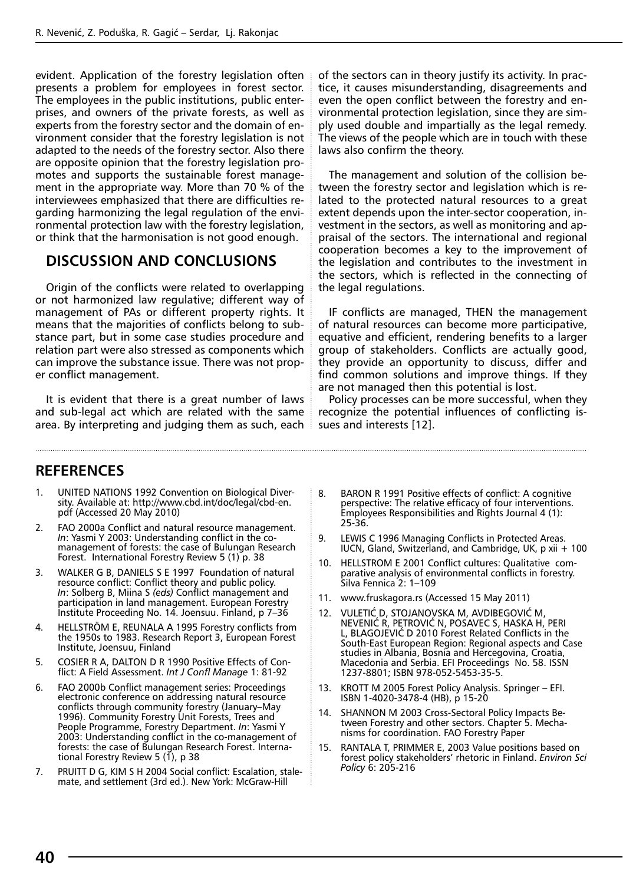evident. Application of the forestry legislation often presents a problem for employees in forest sector. The employees in the public institutions, public enterprises, and owners of the private forests, as well as experts from the forestry sector and the domain of environment consider that the forestry legislation is not adapted to the needs of the forestry sector. Also there are opposite opinion that the forestry legislation promotes and supports the sustainable forest management in the appropriate way. More than 70 % of the interviewees emphasized that there are difficulties regarding harmonizing the legal regulation of the environmental protection law with the forestry legislation, or think that the harmonisation is not good enough.

## DISCUSSION AND CONCLUSIONS

Origin of the conflicts were related to overlapping or not harmonized law regulative; different way of management of PAs or different property rights. It means that the majorities of conflicts belong to substance part, but in some case studies procedure and relation part were also stressed as components which can improve the substance issue. There was not proper conflict management.

It is evident that there is a great number of laws and sub-legal act which are related with the same area. By interpreting and judging them as such, each of the sectors can in theory justify its activity. In practice, it causes misunderstanding, disagreements and even the open conflict between the forestry and environmental protection legislation, since they are simply used double and impartially as the legal remedy. The views of the people which are in touch with these laws also confirm the theory.

The management and solution of the collision between the forestry sector and legislation which is related to the protected natural resources to a great extent depends upon the inter-sector cooperation, investment in the sectors, as well as monitoring and appraisal of the sectors. The international and regional cooperation becomes a key to the improvement of the legislation and contributes to the investment in the sectors, which is reflected in the connecting of the legal regulations.

IF conflicts are managed, THEN the management of natural resources can become more participative, equative and efficient, rendering benefits to a larger group of stakeholders. Conflicts are actually good, they provide an opportunity to discuss, differ and find common solutions and improve things. If they are not managed then this potential is lost.

Policy processes can be more successful, when they recognize the potential influences of conflicting issues and interests [12].

## REFERENCES

1. UNITED NATIONS 1992 Convention on Biological Diversity. Available at: http://www.cbd.int/doc/legal/cbd-en.pdf (Accessed 20 May 2010)
2. FAO 2000a Conflict and natural resource management. *In*: Yasmi Y 2003: Understanding conflict in the co-management of forests: the case of Bulungan Research Forest. International Forestry Review 5 (1) p. 38
3. WALKER G B, DANIELS S E 1997 Foundation of natural resource conflict: Conflict theory and public policy. *In*: Solberg B, Miina S *(eds)* Conflict management and participation in land management. European Forestry Institute Proceeding No. 14. Joensuu. Finland, p 7–36
4. HELLSTRÖM E, REUNALA A 1995 Forestry conflicts from the 1950s to 1983. Research Report 3, European Forest Institute, Joensuu, Finland
5. COSIER R A, DALTON D R 1990 Positive Effects of Conflict: A Field Assessment. *Int J Confl Manage* 1: 81-92
6. FAO 2000b Conflict management series: Proceedings electronic conference on addressing natural resource conflicts through community forestry (January–May 1996). Community Forestry Unit Forests, Trees and People Programme, Forestry Department. *In*: Yasmi Y 2003: Understanding conflict in the co-management of forests: the case of Bulungan Research Forest. International Forestry Review 5 (1), p 38
7. PRUITT D G, KIM S H 2004 Social conflict: Escalation, stalemate, and settlement (3rd ed.). New York: McGraw-Hill
8. BARON R 1991 Positive effects of conflict: A cognitive perspective: The relative efficacy of four interventions. Employees Responsibilities and Rights Journal 4 (1): 25-36.
9. LEWIS C 1996 Managing Conflicts in Protected Areas. IUCN, Gland, Switzerland, and Cambridge, UK, p xii + 100
10. HELLSTROM E 2001 Conflict cultures: Qualitative comparative analysis of environmental conflicts in forestry. Silva Fennica 2: 1–109
11. www.fruskagora.rs (Accessed 15 May 2011)
12. VULETIĆ D, STOJANOVSKA M, AVDIBEGOVIĆ M, NEVENIĆ R, PETROVIĆ N, POSAVEC S, HASKA H, PERI L, BLAGOJEVIĆ D 2010 Forest Related Conflicts in the South-East European Region: Regional aspects and Case studies in Albania, Bosnia and Hercegovina, Croatia, Macedonia and Serbia. EFI Proceedings No. 58. ISSN 1237-8801; ISBN 978-052-5453-35-5.
13. KROTT M 2005 Forest Policy Analysis. Springer – EFI. ISBN 1-4020-3478-4 (HB), p 15-20
14. SHANNON M 2003 Cross-Sectoral Policy Impacts Between Forestry and other sectors. Chapter 5. Mechanisms for coordination. FAO Forestry Paper
15. RANTALA T, PRIMMER E, 2003 Value positions based on forest policy stakeholders' rhetoric in Finland. *Environ Sci Policy* 6: 205-216